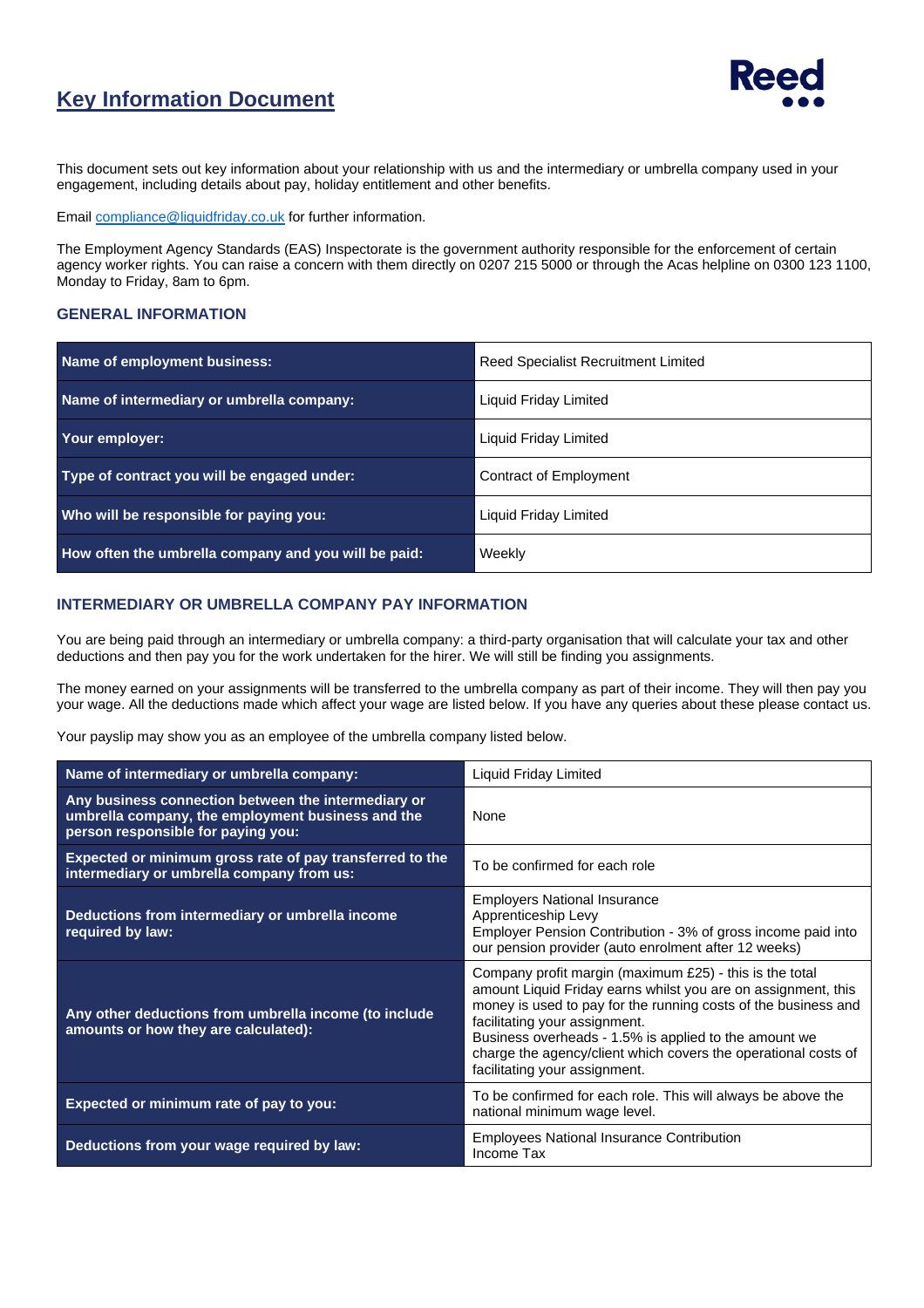# Key Information Document

This document sets out key information about your relationship with us and the intermediary or umbrella company used in your engagement, including details about pay, holiday entitlement and other benefits.

Email compliance@liquidfriday.co.uk for further information.

The Employment Agency Standards (EAS) Inspectorate is the government authority responsible for the enforcement of certain agency worker rights. You can raise a concern with them directly on 0207 215 5000 or through the Acas helpline on 0300 123 1100, Monday to Friday, 8am to 6pm.

## GENERAL INFORMATION

| | |
|---|---|
| **Name of employment business:** | Reed Specialist Recruitment Limited |
| **Name of intermediary or umbrella company:** | Liquid Friday Limited |
| **Your employer:** | Liquid Friday Limited |
| **Type of contract you will be engaged under:** | Contract of Employment |
| **Who will be responsible for paying you:** | Liquid Friday Limited |
| **How often the umbrella company and you will be paid:** | Weekly |

## INTERMEDIARY OR UMBRELLA COMPANY PAY INFORMATION

You are being paid through an intermediary or umbrella company: a third-party organisation that will calculate your tax and other deductions and then pay you for the work undertaken for the hirer. We will still be finding you assignments.

The money earned on your assignments will be transferred to the umbrella company as part of their income. They will then pay you your wage. All the deductions made which affect your wage are listed below. If you have any queries about these please contact us.

Your payslip may show you as an employee of the umbrella company listed below.

| | |
|---|---|
| **Name of intermediary or umbrella company:** | Liquid Friday Limited |
| **Any business connection between the intermediary or umbrella company, the employment business and the person responsible for paying you:** | None |
| **Expected or minimum gross rate of pay transferred to the intermediary or umbrella company from us:** | To be confirmed for each role |
| **Deductions from intermediary or umbrella income required by law:** | Employers National Insurance<br>Apprenticeship Levy<br>Employer Pension Contribution - 3% of gross income paid into our pension provider (auto enrolment after 12 weeks) |
| **Any other deductions from umbrella income (to include amounts or how they are calculated):** | Company profit margin (maximum £25) - this is the total amount Liquid Friday earns whilst you are on assignment, this money is used to pay for the running costs of the business and facilitating your assignment.<br>Business overheads - 1.5% is applied to the amount we charge the agency/client which covers the operational costs of facilitating your assignment. |
| **Expected or minimum rate of pay to you:** | To be confirmed for each role. This will always be above the national minimum wage level. |
| **Deductions from your wage required by law:** | Employees National Insurance Contribution<br>Income Tax |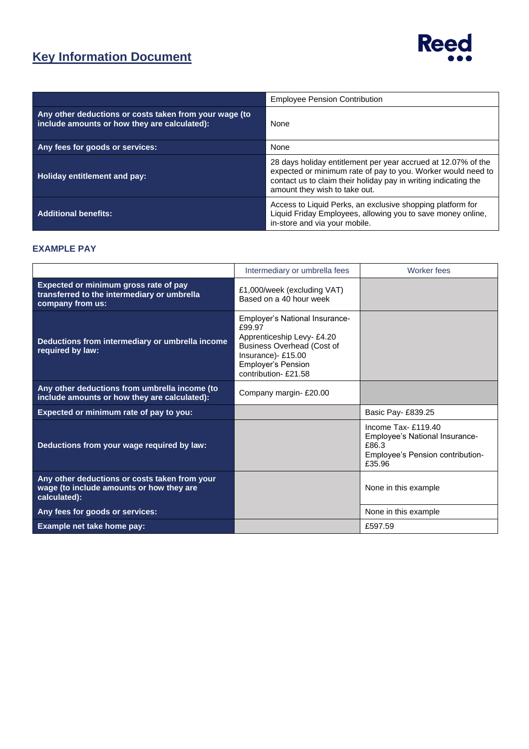# Key Information Document

| | |
|---|---|
| | Employee Pension Contribution |
| **Any other deductions or costs taken from your wage (to include amounts or how they are calculated):** | None |
| **Any fees for goods or services:** | None |
| **Holiday entitlement and pay:** | 28 days holiday entitlement per year accrued at 12.07% of the expected or minimum rate of pay to you. Worker would need to contact us to claim their holiday pay in writing indicating the amount they wish to take out. |
| **Additional benefits:** | Access to Liquid Perks, an exclusive shopping platform for Liquid Friday Employees, allowing you to save money online, in-store and via your mobile. |

### EXAMPLE PAY

| | Intermediary or umbrella fees | Worker fees |
|---|---|---|
| **Expected or minimum gross rate of pay transferred to the intermediary or umbrella company from us:** | £1,000/week (excluding VAT) Based on a 40 hour week | |
| **Deductions from intermediary or umbrella income required by law:** | Employer's National Insurance- £99.97<br>Apprenticeship Levy- £4.20<br>Business Overhead (Cost of Insurance)- £15.00<br>Employer's Pension contribution- £21.58 | |
| **Any other deductions from umbrella income (to include amounts or how they are calculated):** | Company margin- £20.00 | |
| **Expected or minimum rate of pay to you:** | | Basic Pay- £839.25 |
| **Deductions from your wage required by law:** | | Income Tax- £119.40<br>Employee's National Insurance- £86.3<br>Employee's Pension contribution- £35.96 |
| **Any other deductions or costs taken from your wage (to include amounts or how they are calculated):** | | None in this example |
| **Any fees for goods or services:** | | None in this example |
| **Example net take home pay:** | | £597.59 |